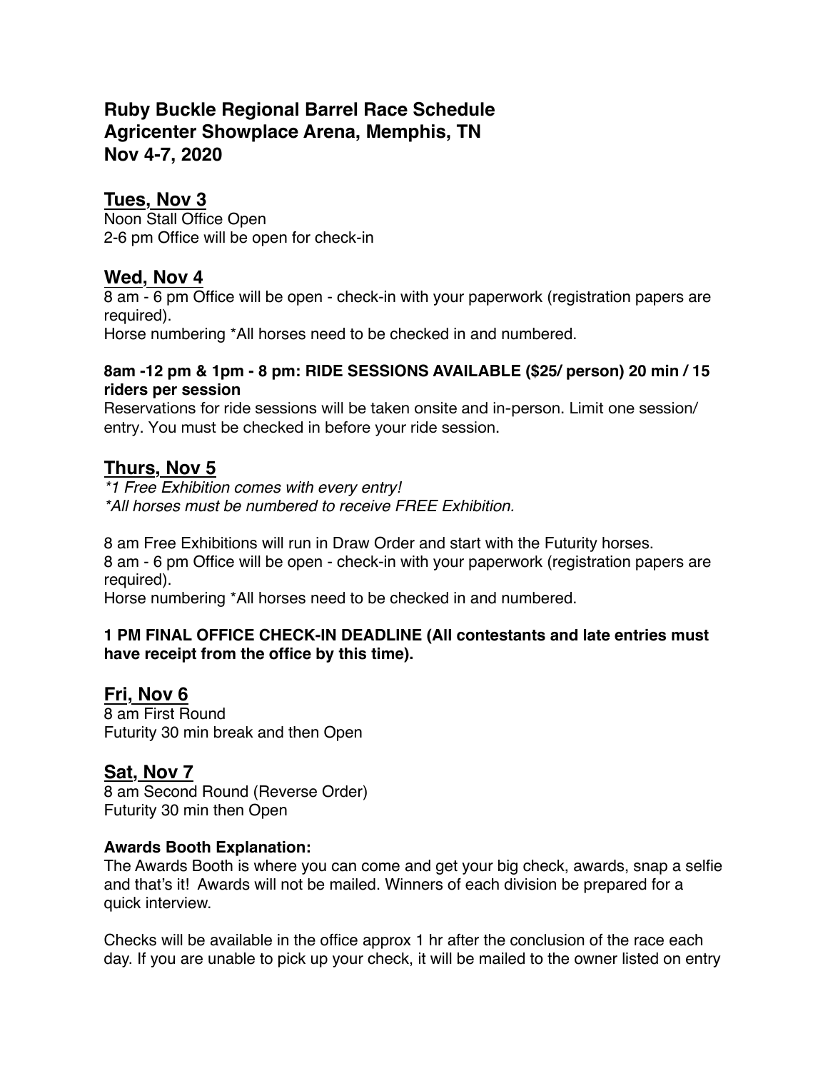# Ruby Buckle Regional Barrel Race Schedule
# Agricenter Showplace Arena, Memphis, TN
# Nov 4-7, 2020

## Tues, Nov 3

Noon Stall Office Open
2-6 pm Office will be open for check-in

## Wed, Nov 4

8 am - 6 pm Office will be open - check-in with your paperwork (registration papers are required).
Horse numbering *All horses need to be checked in and numbered.

**8am -12 pm & 1pm - 8 pm: RIDE SESSIONS AVAILABLE ($25/ person) 20 min / 15 riders per session**
Reservations for ride sessions will be taken onsite and in-person. Limit one session/ entry. You must be checked in before your ride session.

## Thurs, Nov 5

*\*1 Free Exhibition comes with every entry!*
*\*All horses must be numbered to receive FREE Exhibition.*

8 am Free Exhibitions will run in Draw Order and start with the Futurity horses.
8 am - 6 pm Office will be open - check-in with your paperwork (registration papers are required).
Horse numbering *All horses need to be checked in and numbered.

**1 PM FINAL OFFICE CHECK-IN DEADLINE (All contestants and late entries must have receipt from the office by this time).**

## Fri, Nov 6

8 am First Round
Futurity 30 min break and then Open

## Sat, Nov 7

8 am Second Round (Reverse Order)
Futurity 30 min then Open

**Awards Booth Explanation:**
The Awards Booth is where you can come and get your big check, awards, snap a selfie and that's it! Awards will not be mailed. Winners of each division be prepared for a quick interview.

Checks will be available in the office approx 1 hr after the conclusion of the race each day. If you are unable to pick up your check, it will be mailed to the owner listed on entry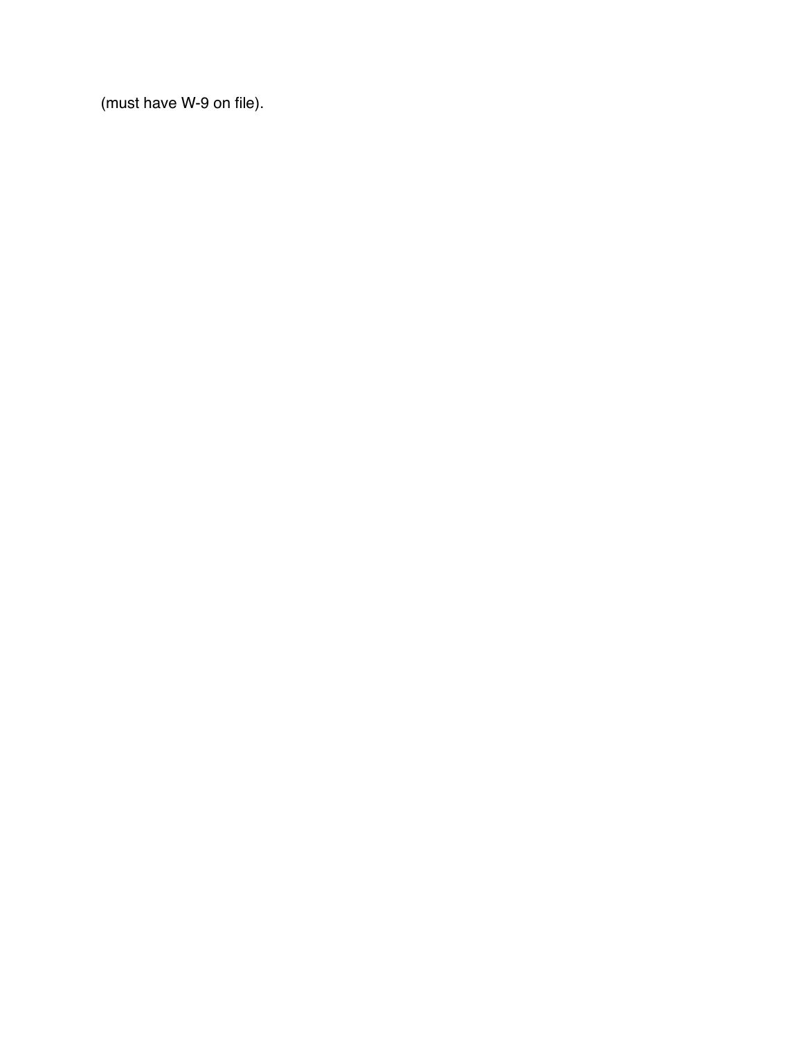(must have W-9 on file).